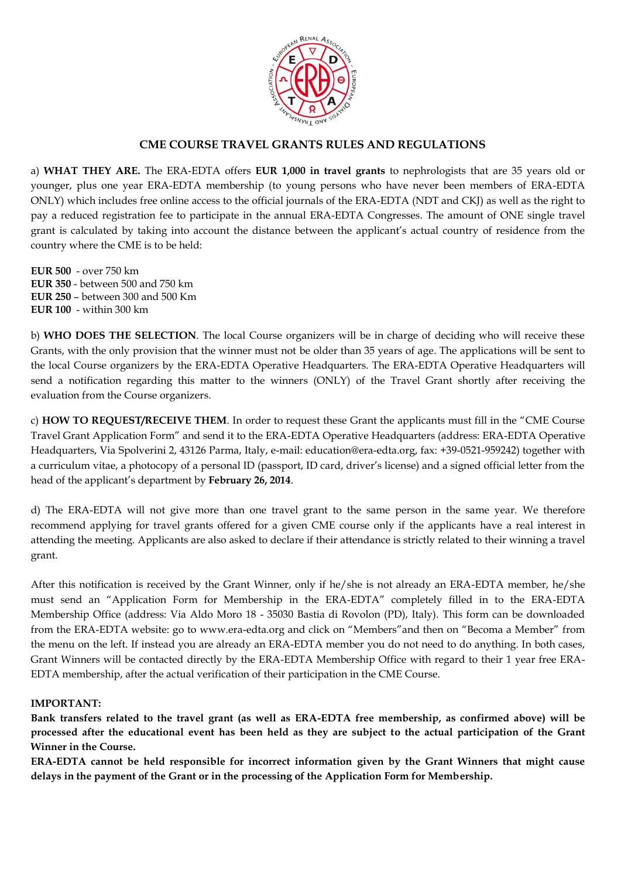# CME COURSE TRAVEL GRANTS RULES AND REGULATIONS

a) **WHAT THEY ARE.** The ERA-EDTA offers **EUR 1,000 in travel grants** to nephrologists that are 35 years old or younger, plus one year ERA-EDTA membership (to young persons who have never been members of ERA-EDTA ONLY) which includes free online access to the official journals of the ERA-EDTA (NDT and CKJ) as well as the right to pay a reduced registration fee to participate in the annual ERA-EDTA Congresses. The amount of ONE single travel grant is calculated by taking into account the distance between the applicant's actual country of residence from the country where the CME is to be held:

**EUR 500** - over 750 km
**EUR 350** - between 500 and 750 km
**EUR 250** – between 300 and 500 Km
**EUR 100** - within 300 km

b) **WHO DOES THE SELECTION**. The local Course organizers will be in charge of deciding who will receive these Grants, with the only provision that the winner must not be older than 35 years of age. The applications will be sent to the local Course organizers by the ERA-EDTA Operative Headquarters. The ERA-EDTA Operative Headquarters will send a notification regarding this matter to the winners (ONLY) of the Travel Grant shortly after receiving the evaluation from the Course organizers.

c) **HOW TO REQUEST/RECEIVE THEM**. In order to request these Grant the applicants must fill in the "CME Course Travel Grant Application Form" and send it to the ERA-EDTA Operative Headquarters (address: ERA-EDTA Operative Headquarters, Via Spolverini 2, 43126 Parma, Italy, e-mail: education@era-edta.org, fax: +39-0521-959242) together with a curriculum vitae, a photocopy of a personal ID (passport, ID card, driver's license) and a signed official letter from the head of the applicant's department by **February 26, 2014**.

d) The ERA-EDTA will not give more than one travel grant to the same person in the same year. We therefore recommend applying for travel grants offered for a given CME course only if the applicants have a real interest in attending the meeting. Applicants are also asked to declare if their attendance is strictly related to their winning a travel grant.

After this notification is received by the Grant Winner, only if he/she is not already an ERA-EDTA member, he/she must send an "Application Form for Membership in the ERA-EDTA" completely filled in to the ERA-EDTA Membership Office (address: Via Aldo Moro 18 - 35030 Bastia di Rovolon (PD), Italy). This form can be downloaded from the ERA-EDTA website: go to www.era-edta.org and click on "Members"and then on "Becoma a Member" from the menu on the left. If instead you are already an ERA-EDTA member you do not need to do anything. In both cases, Grant Winners will be contacted directly by the ERA-EDTA Membership Office with regard to their 1 year free ERA-EDTA membership, after the actual verification of their participation in the CME Course.

**IMPORTANT:**

**Bank transfers related to the travel grant (as well as ERA-EDTA free membership, as confirmed above) will be processed after the educational event has been held as they are subject to the actual participation of the Grant Winner in the Course.**

**ERA-EDTA cannot be held responsible for incorrect information given by the Grant Winners that might cause delays in the payment of the Grant or in the processing of the Application Form for Membership.**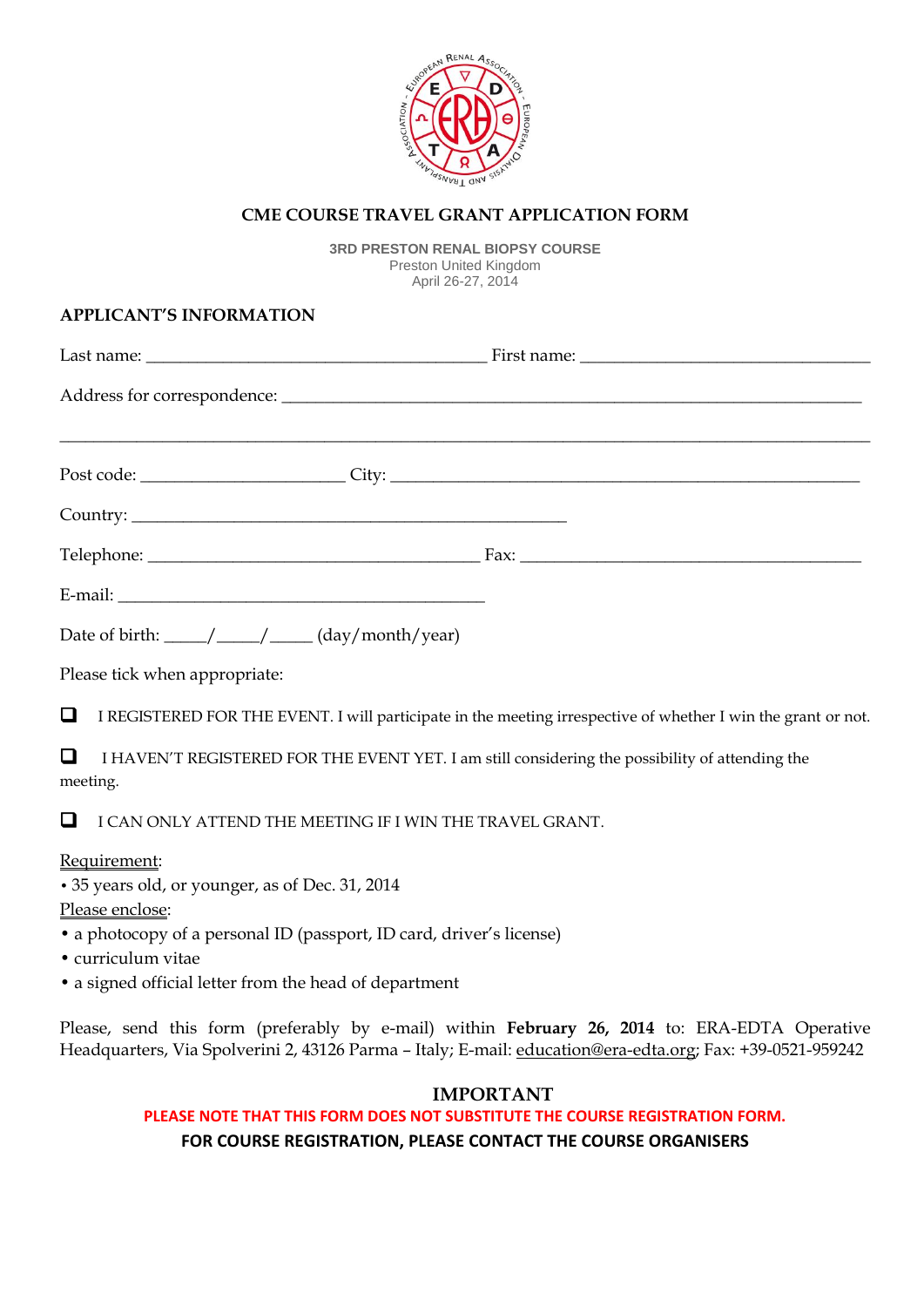# CME COURSE TRAVEL GRANT APPLICATION FORM

**3RD PRESTON RENAL BIOPSY COURSE**
Preston United Kingdom
April 26-27, 2014

## APPLICANT'S INFORMATION

Last name: ________________________________________ First name: __________________________________

Address for correspondence: ____________________________________________________________________

_______________________________________________________________________________________________

Post code: ________________________ City: _______________________________________________________

Country: ___________________________________________________

Telephone: _______________________________________ Fax: ________________________________________

E-mail: ___________________________________________

Date of birth: _____/_____/_____ (day/month/year)

Please tick when appropriate:

❑ I REGISTERED FOR THE EVENT. I will participate in the meeting irrespective of whether I win the grant or not.

❑ I HAVEN'T REGISTERED FOR THE EVENT YET. I am still considering the possibility of attending the meeting.

❑ I CAN ONLY ATTEND THE MEETING IF I WIN THE TRAVEL GRANT.

Requirement:
- 35 years old, or younger, as of Dec. 31, 2014

Please enclose:
- a photocopy of a personal ID (passport, ID card, driver's license)
- curriculum vitae
- a signed official letter from the head of department

Please, send this form (preferably by e-mail) within **February 26, 2014** to: ERA-EDTA Operative Headquarters, Via Spolverini 2, 43126 Parma – Italy; E-mail: education@era-edta.org; Fax: +39-0521-959242

**IMPORTANT**

**PLEASE NOTE THAT THIS FORM DOES NOT SUBSTITUTE THE COURSE REGISTRATION FORM.**

**FOR COURSE REGISTRATION, PLEASE CONTACT THE COURSE ORGANISERS**